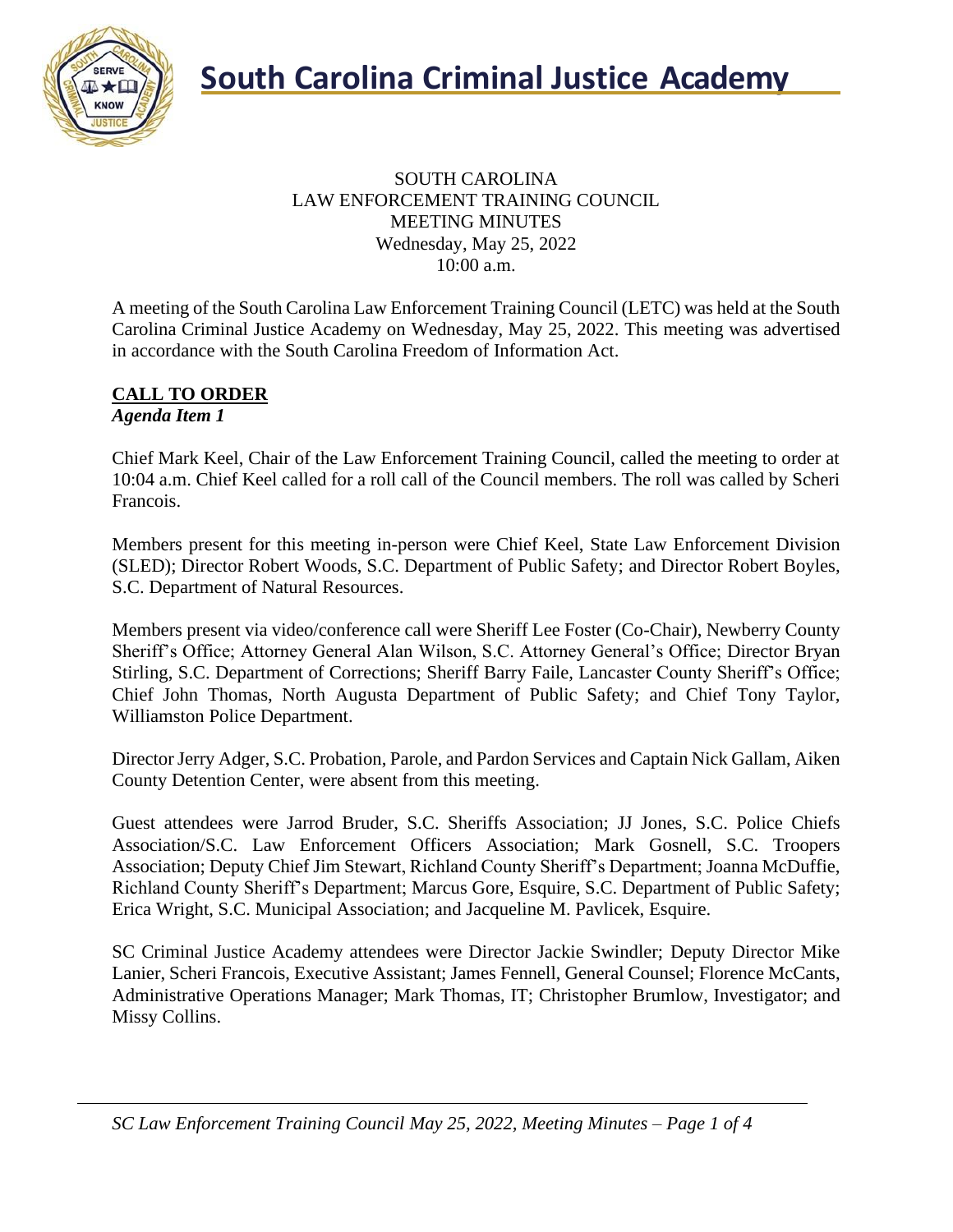# South Carolina Criminal Justice Academy

SOUTH CAROLINA
LAW ENFORCEMENT TRAINING COUNCIL
MEETING MINUTES
Wednesday, May 25, 2022
10:00 a.m.

A meeting of the South Carolina Law Enforcement Training Council (LETC) was held at the South Carolina Criminal Justice Academy on Wednesday, May 25, 2022. This meeting was advertised in accordance with the South Carolina Freedom of Information Act.

## CALL TO ORDER

***Agenda Item 1***

Chief Mark Keel, Chair of the Law Enforcement Training Council, called the meeting to order at 10:04 a.m. Chief Keel called for a roll call of the Council members. The roll was called by Scheri Francois.

Members present for this meeting in-person were Chief Keel, State Law Enforcement Division (SLED); Director Robert Woods, S.C. Department of Public Safety; and Director Robert Boyles, S.C. Department of Natural Resources.

Members present via video/conference call were Sheriff Lee Foster (Co-Chair), Newberry County Sheriff's Office; Attorney General Alan Wilson, S.C. Attorney General's Office; Director Bryan Stirling, S.C. Department of Corrections; Sheriff Barry Faile, Lancaster County Sheriff's Office; Chief John Thomas, North Augusta Department of Public Safety; and Chief Tony Taylor, Williamston Police Department.

Director Jerry Adger, S.C. Probation, Parole, and Pardon Services and Captain Nick Gallam, Aiken County Detention Center, were absent from this meeting.

Guest attendees were Jarrod Bruder, S.C. Sheriffs Association; JJ Jones, S.C. Police Chiefs Association/S.C. Law Enforcement Officers Association; Mark Gosnell, S.C. Troopers Association; Deputy Chief Jim Stewart, Richland County Sheriff's Department; Joanna McDuffie, Richland County Sheriff's Department; Marcus Gore, Esquire, S.C. Department of Public Safety; Erica Wright, S.C. Municipal Association; and Jacqueline M. Pavlicek, Esquire.

SC Criminal Justice Academy attendees were Director Jackie Swindler; Deputy Director Mike Lanier, Scheri Francois, Executive Assistant; James Fennell, General Counsel; Florence McCants, Administrative Operations Manager; Mark Thomas, IT; Christopher Brumlow, Investigator; and Missy Collins.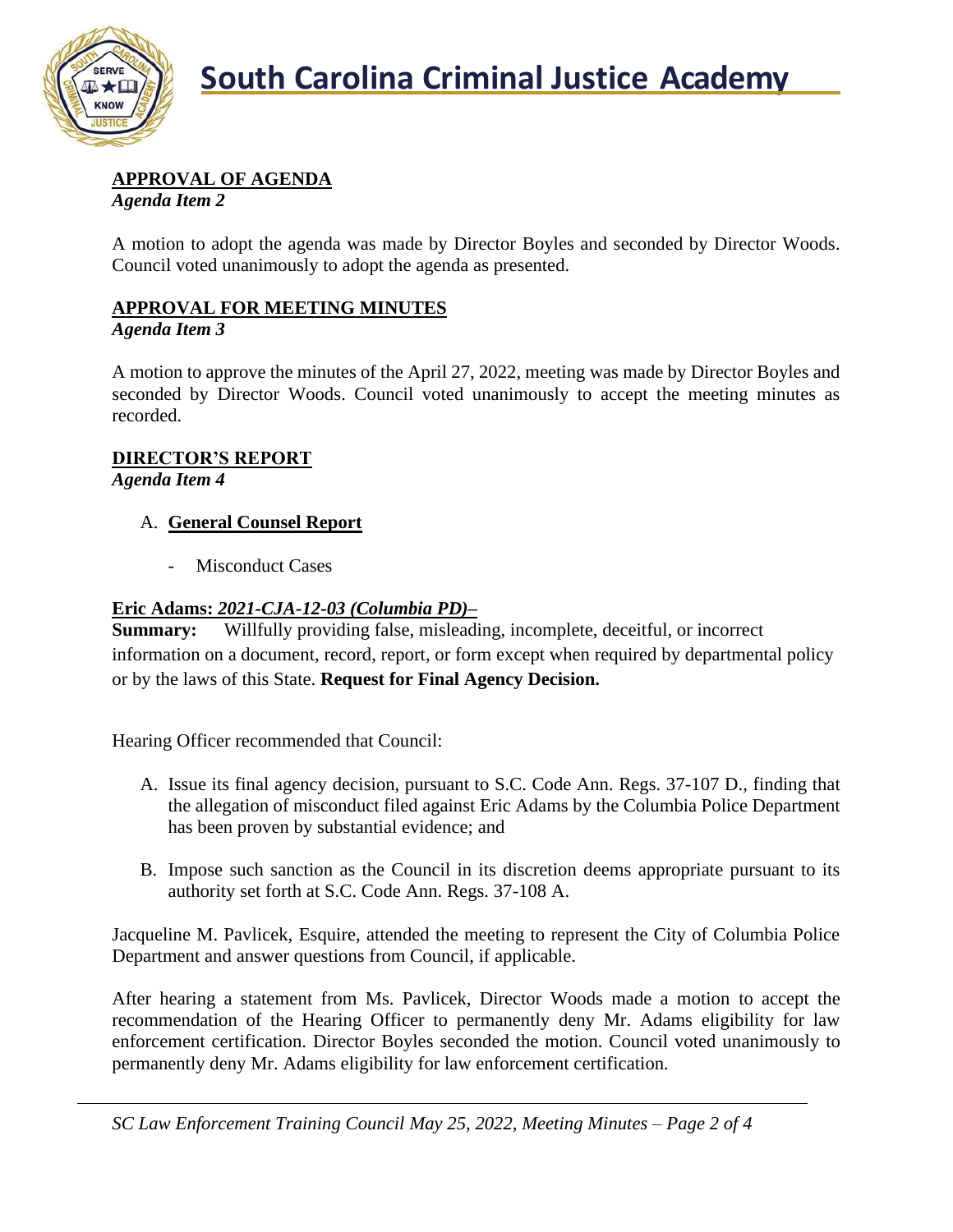**APPROVAL OF AGENDA**
*Agenda Item 2*

A motion to adopt the agenda was made by Director Boyles and seconded by Director Woods. Council voted unanimously to adopt the agenda as presented.

**APPROVAL FOR MEETING MINUTES**
*Agenda Item 3*

A motion to approve the minutes of the April 27, 2022, meeting was made by Director Boyles and seconded by Director Woods. Council voted unanimously to accept the meeting minutes as recorded.

**DIRECTOR'S REPORT**
*Agenda Item 4*

A. **General Counsel Report**

- Misconduct Cases

**Eric Adams: *2021-CJA-12-03 (Columbia PD)–***
**Summary:** Willfully providing false, misleading, incomplete, deceitful, or incorrect information on a document, record, report, or form except when required by departmental policy or by the laws of this State. **Request for Final Agency Decision.**

Hearing Officer recommended that Council:

A. Issue its final agency decision, pursuant to S.C. Code Ann. Regs. 37-107 D., finding that the allegation of misconduct filed against Eric Adams by the Columbia Police Department has been proven by substantial evidence; and

B. Impose such sanction as the Council in its discretion deems appropriate pursuant to its authority set forth at S.C. Code Ann. Regs. 37-108 A.

Jacqueline M. Pavlicek, Esquire, attended the meeting to represent the City of Columbia Police Department and answer questions from Council, if applicable.

After hearing a statement from Ms. Pavlicek, Director Woods made a motion to accept the recommendation of the Hearing Officer to permanently deny Mr. Adams eligibility for law enforcement certification. Director Boyles seconded the motion. Council voted unanimously to permanently deny Mr. Adams eligibility for law enforcement certification.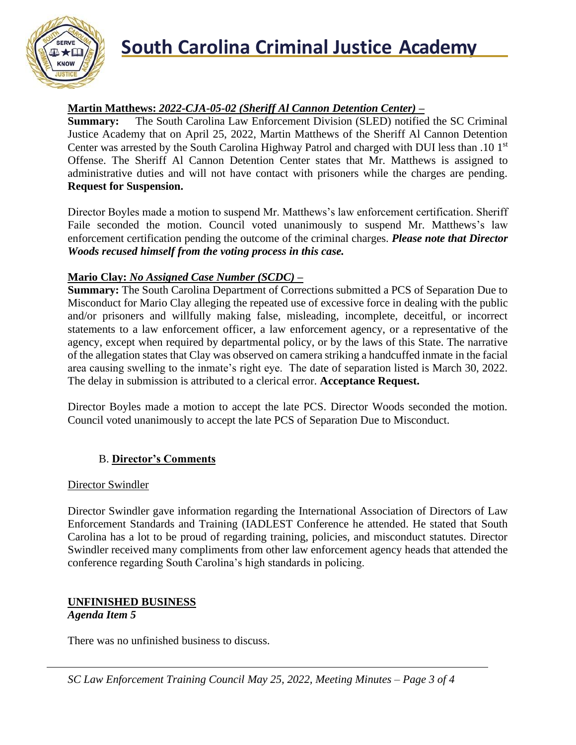**Martin Matthews:** ***2022-CJA-05-02 (Sheriff Al Cannon Detention Center)*** **–**

**Summary:** The South Carolina Law Enforcement Division (SLED) notified the SC Criminal Justice Academy that on April 25, 2022, Martin Matthews of the Sheriff Al Cannon Detention Center was arrested by the South Carolina Highway Patrol and charged with DUI less than .10 1st Offense. The Sheriff Al Cannon Detention Center states that Mr. Matthews is assigned to administrative duties and will not have contact with prisoners while the charges are pending. **Request for Suspension.**

Director Boyles made a motion to suspend Mr. Matthews's law enforcement certification. Sheriff Faile seconded the motion. Council voted unanimously to suspend Mr. Matthews's law enforcement certification pending the outcome of the criminal charges. ***Please note that Director Woods recused himself from the voting process in this case.***

**Mario Clay:** ***No Assigned Case Number (SCDC)*** **–**

**Summary:** The South Carolina Department of Corrections submitted a PCS of Separation Due to Misconduct for Mario Clay alleging the repeated use of excessive force in dealing with the public and/or prisoners and willfully making false, misleading, incomplete, deceitful, or incorrect statements to a law enforcement officer, a law enforcement agency, or a representative of the agency, except when required by departmental policy, or by the laws of this State. The narrative of the allegation states that Clay was observed on camera striking a handcuffed inmate in the facial area causing swelling to the inmate's right eye. The date of separation listed is March 30, 2022. The delay in submission is attributed to a clerical error. **Acceptance Request.**

Director Boyles made a motion to accept the late PCS. Director Woods seconded the motion. Council voted unanimously to accept the late PCS of Separation Due to Misconduct.

### B. Director's Comments

Director Swindler

Director Swindler gave information regarding the International Association of Directors of Law Enforcement Standards and Training (IADLEST Conference he attended. He stated that South Carolina has a lot to be proud of regarding training, policies, and misconduct statutes. Director Swindler received many compliments from other law enforcement agency heads that attended the conference regarding South Carolina's high standards in policing.

## UNFINISHED BUSINESS

***Agenda Item 5***

There was no unfinished business to discuss.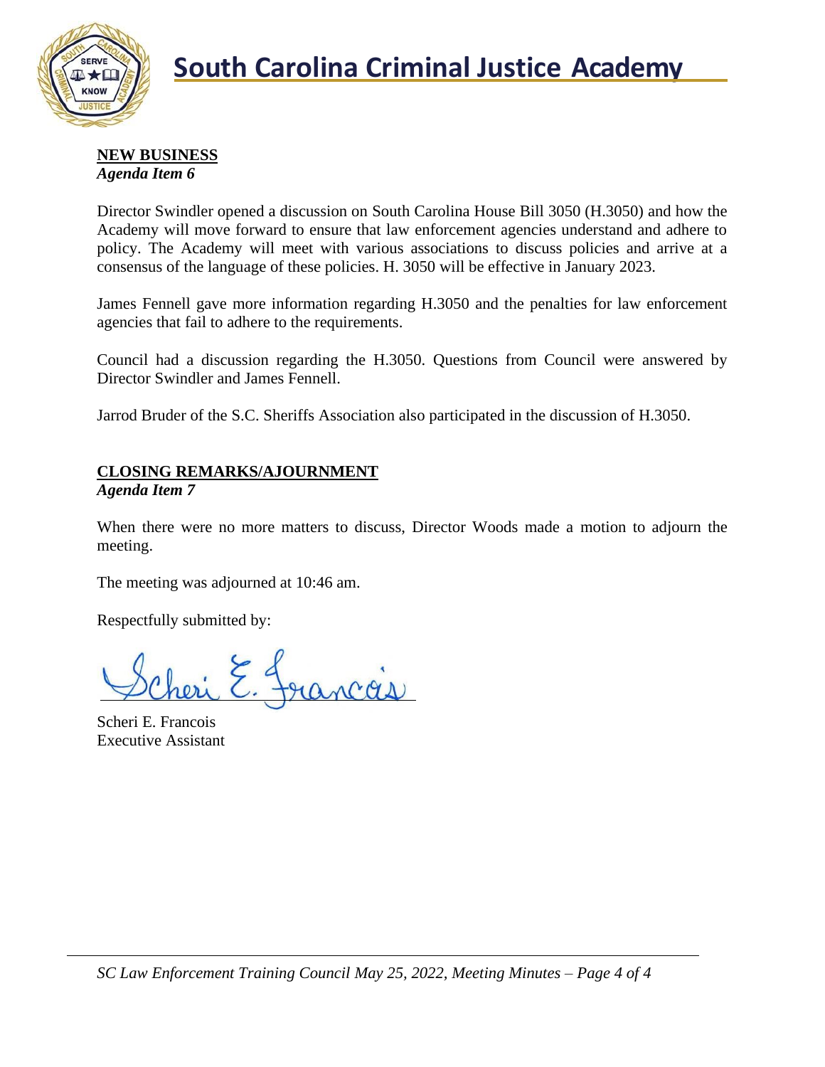**NEW BUSINESS**
*Agenda Item 6*

Director Swindler opened a discussion on South Carolina House Bill 3050 (H.3050) and how the Academy will move forward to ensure that law enforcement agencies understand and adhere to policy. The Academy will meet with various associations to discuss policies and arrive at a consensus of the language of these policies. H. 3050 will be effective in January 2023.

James Fennell gave more information regarding H.3050 and the penalties for law enforcement agencies that fail to adhere to the requirements.

Council had a discussion regarding the H.3050. Questions from Council were answered by Director Swindler and James Fennell.

Jarrod Bruder of the S.C. Sheriffs Association also participated in the discussion of H.3050.

**CLOSING REMARKS/AJOURNMENT**
*Agenda Item 7*

When there were no more matters to discuss, Director Woods made a motion to adjourn the meeting.

The meeting was adjourned at 10:46 am.

Respectfully submitted by:

Scheri E. Francois
Executive Assistant